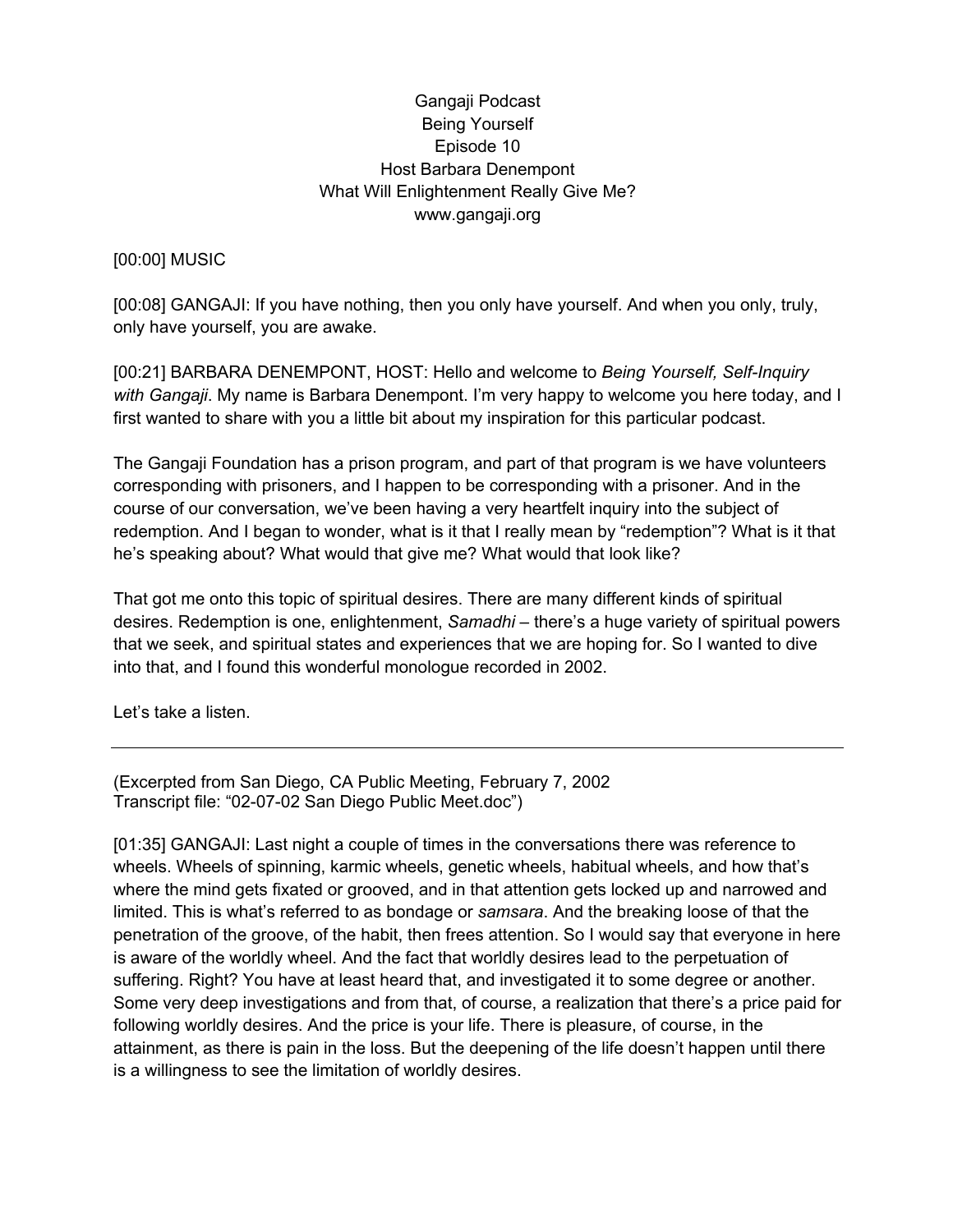Gangaji Podcast  
Being Yourself  
Episode 10  
Host Barbara Denempont  
What Will Enlightenment Really Give Me?  
www.gangaji.org

[00:00] MUSIC

[00:08] GANGAJI: If you have nothing, then you only have yourself. And when you only, truly, only have yourself, you are awake.

[00:21] BARBARA DENEMPONT, HOST: Hello and welcome to *Being Yourself, Self-Inquiry with Gangaji*. My name is Barbara Denempont. I'm very happy to welcome you here today, and I first wanted to share with you a little bit about my inspiration for this particular podcast.

The Gangaji Foundation has a prison program, and part of that program is we have volunteers corresponding with prisoners, and I happen to be corresponding with a prisoner. And in the course of our conversation, we've been having a very heartfelt inquiry into the subject of redemption. And I began to wonder, what is it that I really mean by "redemption"? What is it that he's speaking about? What would that give me? What would that look like?

That got me onto this topic of spiritual desires. There are many different kinds of spiritual desires. Redemption is one, enlightenment, *Samadhi* – there's a huge variety of spiritual powers that we seek, and spiritual states and experiences that we are hoping for. So I wanted to dive into that, and I found this wonderful monologue recorded in 2002.

Let's take a listen.

---

(Excerpted from San Diego, CA Public Meeting, February 7, 2002  
Transcript file: "02-07-02 San Diego Public Meet.doc")

[01:35] GANGAJI: Last night a couple of times in the conversations there was reference to wheels. Wheels of spinning, karmic wheels, genetic wheels, habitual wheels, and how that's where the mind gets fixated or grooved, and in that attention gets locked up and narrowed and limited. This is what's referred to as bondage or *samsara*. And the breaking loose of that the penetration of the groove, of the habit, then frees attention. So I would say that everyone in here is aware of the worldly wheel. And the fact that worldly desires lead to the perpetuation of suffering. Right? You have at least heard that, and investigated it to some degree or another. Some very deep investigations and from that, of course, a realization that there's a price paid for following worldly desires. And the price is your life. There is pleasure, of course, in the attainment, as there is pain in the loss. But the deepening of the life doesn't happen until there is a willingness to see the limitation of worldly desires.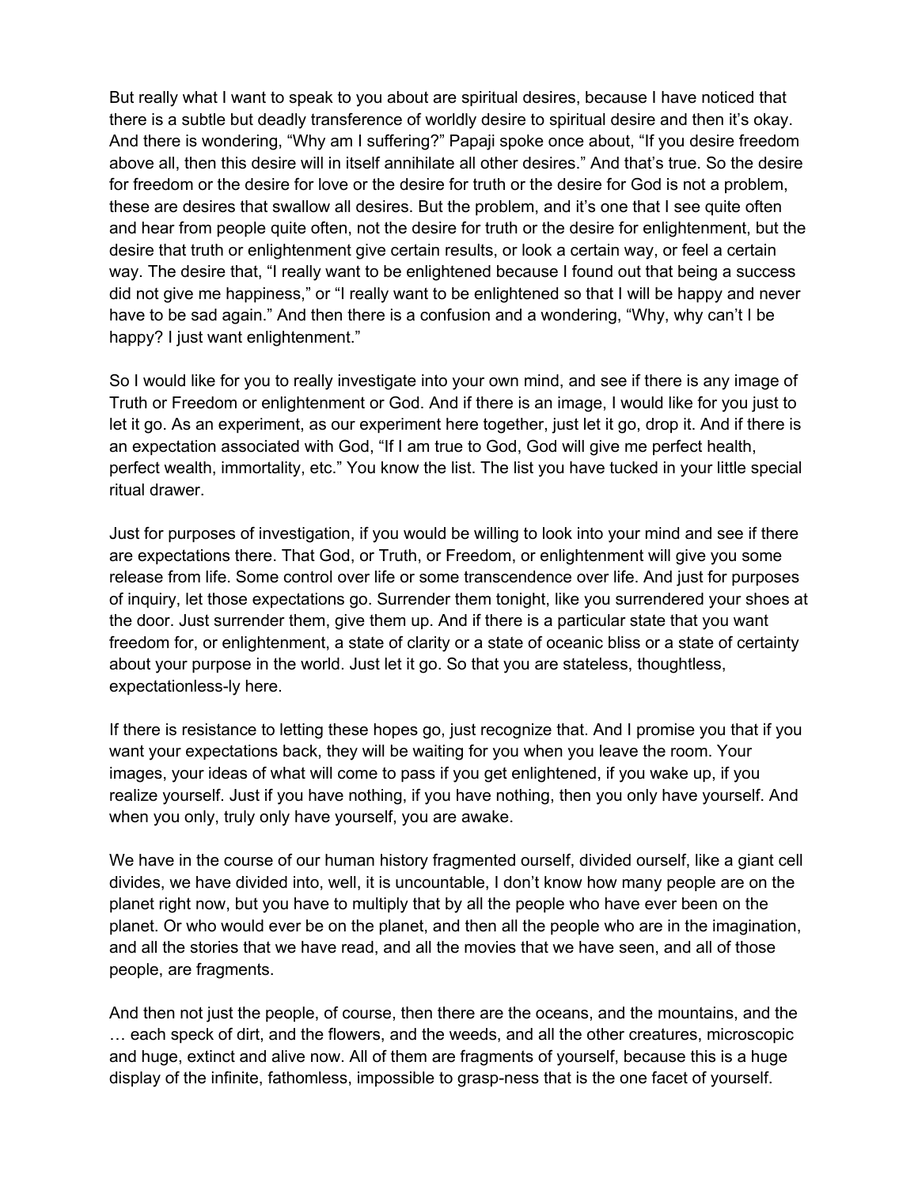But really what I want to speak to you about are spiritual desires, because I have noticed that there is a subtle but deadly transference of worldly desire to spiritual desire and then it's okay. And there is wondering, "Why am I suffering?" Papaji spoke once about, "If you desire freedom above all, then this desire will in itself annihilate all other desires." And that's true. So the desire for freedom or the desire for love or the desire for truth or the desire for God is not a problem, these are desires that swallow all desires. But the problem, and it's one that I see quite often and hear from people quite often, not the desire for truth or the desire for enlightenment, but the desire that truth or enlightenment give certain results, or look a certain way, or feel a certain way. The desire that, "I really want to be enlightened because I found out that being a success did not give me happiness," or "I really want to be enlightened so that I will be happy and never have to be sad again." And then there is a confusion and a wondering, "Why, why can't I be happy? I just want enlightenment."

So I would like for you to really investigate into your own mind, and see if there is any image of Truth or Freedom or enlightenment or God. And if there is an image, I would like for you just to let it go. As an experiment, as our experiment here together, just let it go, drop it. And if there is an expectation associated with God, "If I am true to God, God will give me perfect health, perfect wealth, immortality, etc." You know the list. The list you have tucked in your little special ritual drawer.

Just for purposes of investigation, if you would be willing to look into your mind and see if there are expectations there. That God, or Truth, or Freedom, or enlightenment will give you some release from life. Some control over life or some transcendence over life. And just for purposes of inquiry, let those expectations go. Surrender them tonight, like you surrendered your shoes at the door. Just surrender them, give them up. And if there is a particular state that you want freedom for, or enlightenment, a state of clarity or a state of oceanic bliss or a state of certainty about your purpose in the world. Just let it go. So that you are stateless, thoughtless, expectationless-ly here.

If there is resistance to letting these hopes go, just recognize that. And I promise you that if you want your expectations back, they will be waiting for you when you leave the room. Your images, your ideas of what will come to pass if you get enlightened, if you wake up, if you realize yourself. Just if you have nothing, if you have nothing, then you only have yourself. And when you only, truly only have yourself, you are awake.

We have in the course of our human history fragmented ourself, divided ourself, like a giant cell divides, we have divided into, well, it is uncountable, I don't know how many people are on the planet right now, but you have to multiply that by all the people who have ever been on the planet. Or who would ever be on the planet, and then all the people who are in the imagination, and all the stories that we have read, and all the movies that we have seen, and all of those people, are fragments.

And then not just the people, of course, then there are the oceans, and the mountains, and the … each speck of dirt, and the flowers, and the weeds, and all the other creatures, microscopic and huge, extinct and alive now. All of them are fragments of yourself, because this is a huge display of the infinite, fathomless, impossible to grasp-ness that is the one facet of yourself.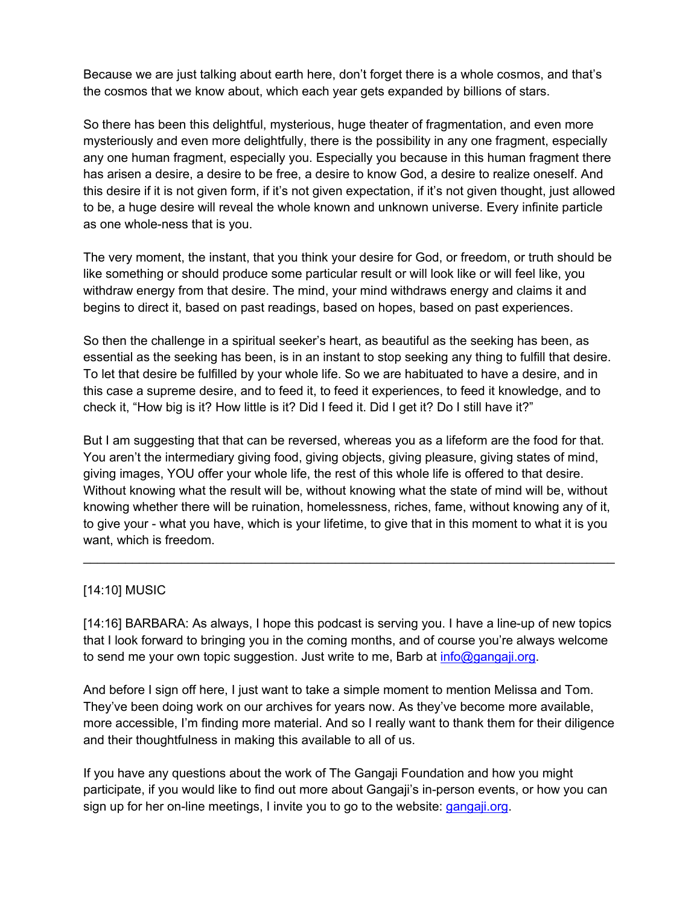Because we are just talking about earth here, don't forget there is a whole cosmos, and that's the cosmos that we know about, which each year gets expanded by billions of stars.

So there has been this delightful, mysterious, huge theater of fragmentation, and even more mysteriously and even more delightfully, there is the possibility in any one fragment, especially any one human fragment, especially you. Especially you because in this human fragment there has arisen a desire, a desire to be free, a desire to know God, a desire to realize oneself. And this desire if it is not given form, if it's not given expectation, if it's not given thought, just allowed to be, a huge desire will reveal the whole known and unknown universe. Every infinite particle as one whole-ness that is you.

The very moment, the instant, that you think your desire for God, or freedom, or truth should be like something or should produce some particular result or will look like or will feel like, you withdraw energy from that desire. The mind, your mind withdraws energy and claims it and begins to direct it, based on past readings, based on hopes, based on past experiences.

So then the challenge in a spiritual seeker's heart, as beautiful as the seeking has been, as essential as the seeking has been, is in an instant to stop seeking any thing to fulfill that desire. To let that desire be fulfilled by your whole life. So we are habituated to have a desire, and in this case a supreme desire, and to feed it, to feed it experiences, to feed it knowledge, and to check it, "How big is it? How little is it? Did I feed it. Did I get it? Do I still have it?"

But I am suggesting that that can be reversed, whereas you as a lifeform are the food for that. You aren't the intermediary giving food, giving objects, giving pleasure, giving states of mind, giving images, YOU offer your whole life, the rest of this whole life is offered to that desire. Without knowing what the result will be, without knowing what the state of mind will be, without knowing whether there will be ruination, homelessness, riches, fame, without knowing any of it, to give your - what you have, which is your lifetime, to give that in this moment to what it is you want, which is freedom.

---

[14:10] MUSIC

[14:16] BARBARA: As always, I hope this podcast is serving you. I have a line-up of new topics that I look forward to bringing you in the coming months, and of course you're always welcome to send me your own topic suggestion. Just write to me, Barb at info@gangaji.org.

And before I sign off here, I just want to take a simple moment to mention Melissa and Tom. They've been doing work on our archives for years now. As they've become more available, more accessible, I'm finding more material. And so I really want to thank them for their diligence and their thoughtfulness in making this available to all of us.

If you have any questions about the work of The Gangaji Foundation and how you might participate, if you would like to find out more about Gangaji's in-person events, or how you can sign up for her on-line meetings, I invite you to go to the website: gangaji.org.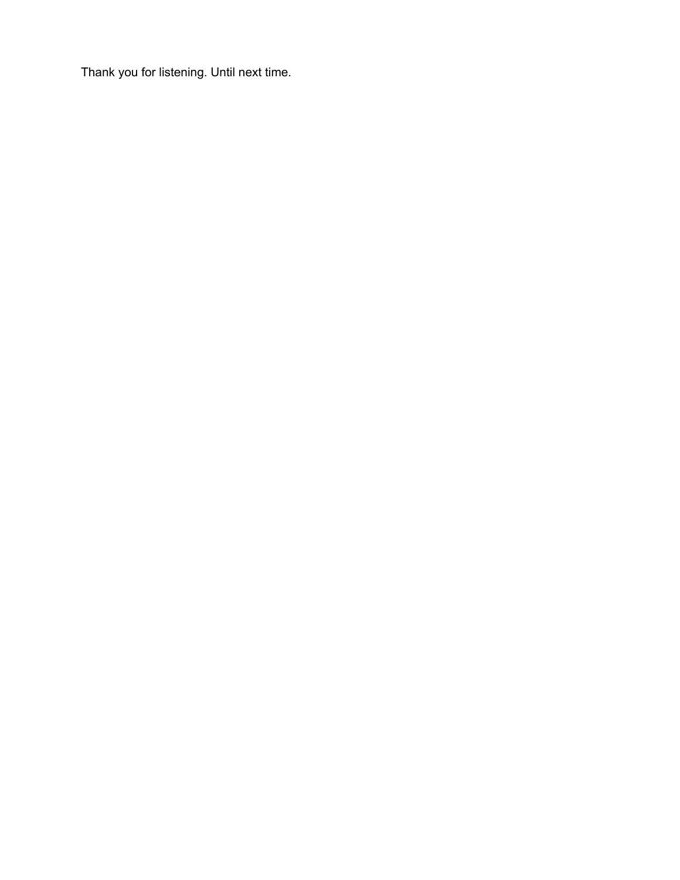Thank you for listening. Until next time.